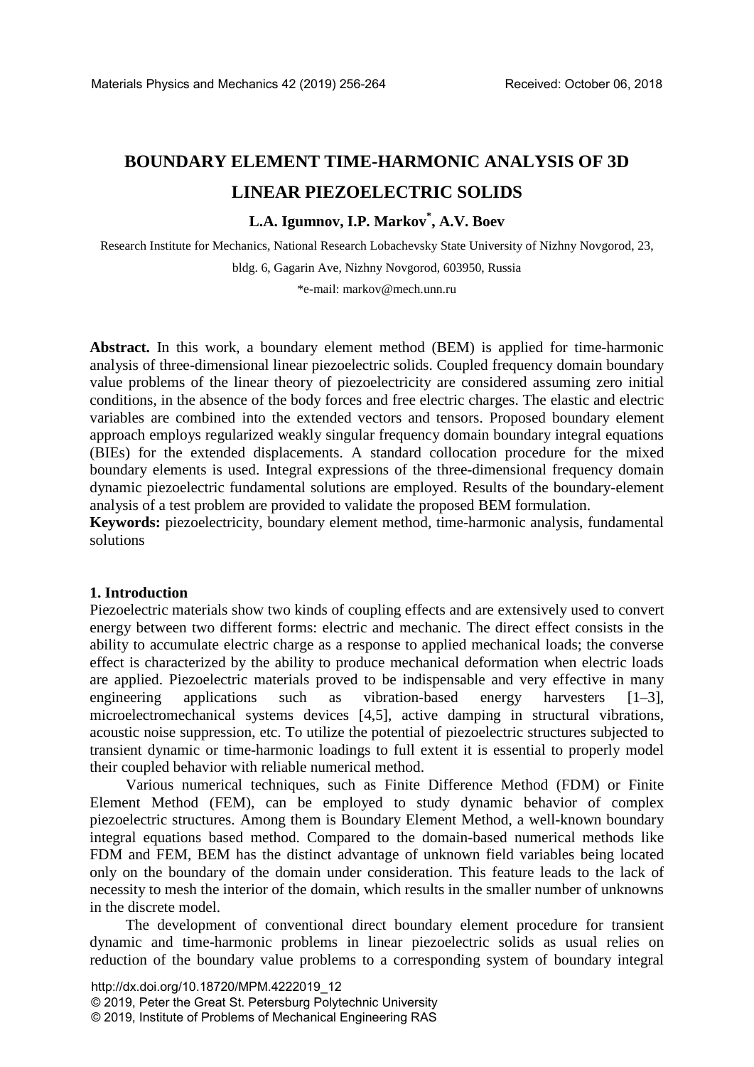# BOUNDARY ELEMENT TIME-HARMONIC ANALYSIS OF 3D LINEAR PIEZOELECTRIC SOLIDS

**L.A. Igumnov, I.P. Markov[*], A.V. Boev**

Research Institute for Mechanics, National Research Lobachevsky State University of Nizhny Novgorod, 23, bldg. 6, Gagarin Ave, Nizhny Novgorod, 603950, Russia

*e-mail: markov@mech.unn.ru

**Abstract.** In this work, a boundary element method (BEM) is applied for time-harmonic analysis of three-dimensional linear piezoelectric solids. Coupled frequency domain boundary value problems of the linear theory of piezoelectricity are considered assuming zero initial conditions, in the absence of the body forces and free electric charges. The elastic and electric variables are combined into the extended vectors and tensors. Proposed boundary element approach employs regularized weakly singular frequency domain boundary integral equations (BIEs) for the extended displacements. A standard collocation procedure for the mixed boundary elements is used. Integral expressions of the three-dimensional frequency domain dynamic piezoelectric fundamental solutions are employed. Results of the boundary-element analysis of a test problem are provided to validate the proposed BEM formulation.

**Keywords:** piezoelectricity, boundary element method, time-harmonic analysis, fundamental solutions

## 1. Introduction

Piezoelectric materials show two kinds of coupling effects and are extensively used to convert energy between two different forms: electric and mechanic. The direct effect consists in the ability to accumulate electric charge as a response to applied mechanical loads; the converse effect is characterized by the ability to produce mechanical deformation when electric loads are applied. Piezoelectric materials proved to be indispensable and very effective in many engineering applications such as vibration-based energy harvesters [1–3], microelectromechanical systems devices [4,5], active damping in structural vibrations, acoustic noise suppression, etc. To utilize the potential of piezoelectric structures subjected to transient dynamic or time-harmonic loadings to full extent it is essential to properly model their coupled behavior with reliable numerical method.

Various numerical techniques, such as Finite Difference Method (FDM) or Finite Element Method (FEM), can be employed to study dynamic behavior of complex piezoelectric structures. Among them is Boundary Element Method, a well-known boundary integral equations based method. Compared to the domain-based numerical methods like FDM and FEM, BEM has the distinct advantage of unknown field variables being located only on the boundary of the domain under consideration. This feature leads to the lack of necessity to mesh the interior of the domain, which results in the smaller number of unknowns in the discrete model.

The development of conventional direct boundary element procedure for transient dynamic and time-harmonic problems in linear piezoelectric solids as usual relies on reduction of the boundary value problems to a corresponding system of boundary integral

http://dx.doi.org/10.18720/MPM.4222019_12
© 2019, Peter the Great St. Petersburg Polytechnic University
© 2019, Institute of Problems of Mechanical Engineering RAS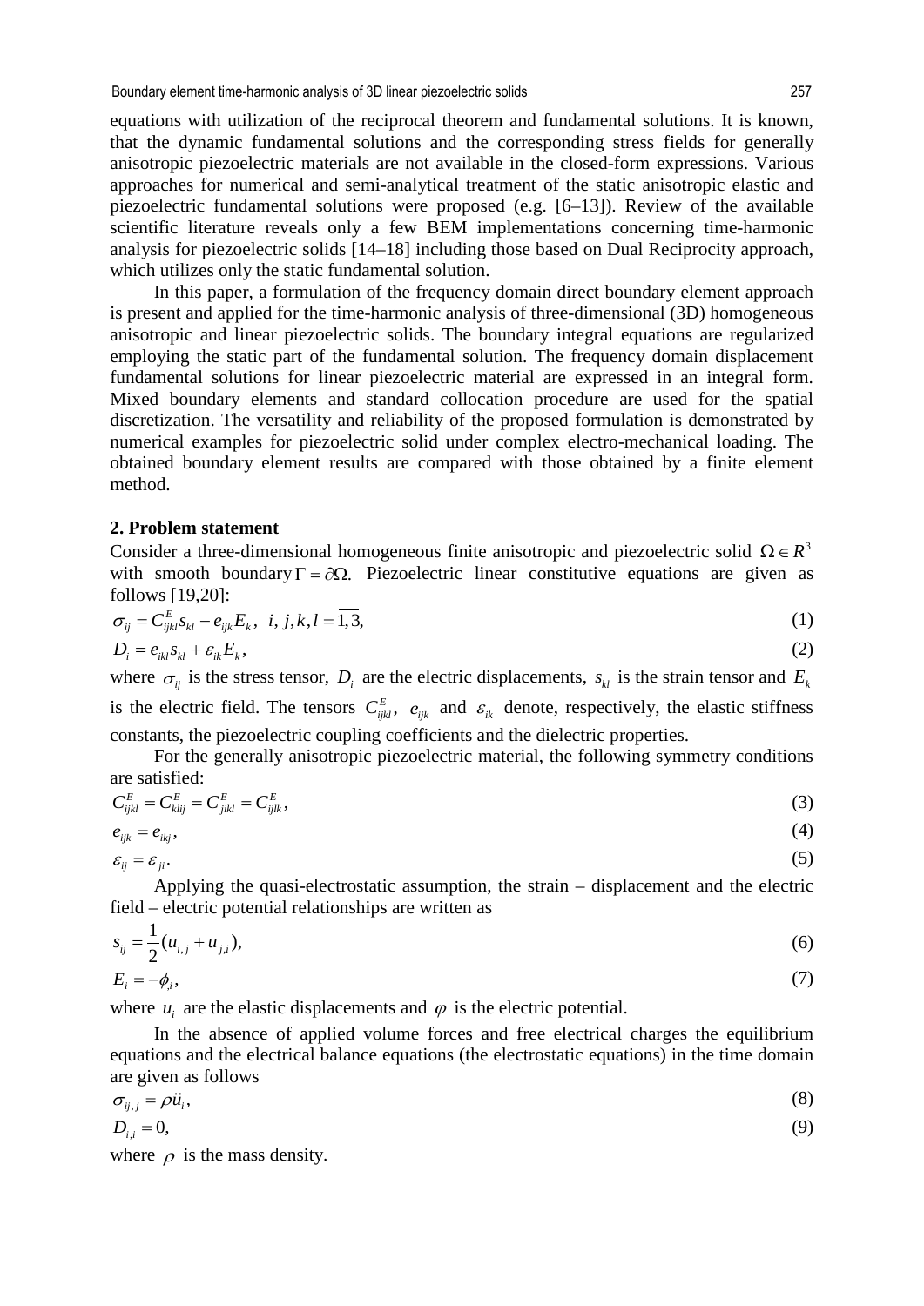equations with utilization of the reciprocal theorem and fundamental solutions. It is known, that the dynamic fundamental solutions and the corresponding stress fields for generally anisotropic piezoelectric materials are not available in the closed-form expressions. Various approaches for numerical and semi-analytical treatment of the static anisotropic elastic and piezoelectric fundamental solutions were proposed (e.g. [6–13]). Review of the available scientific literature reveals only a few BEM implementations concerning time-harmonic analysis for piezoelectric solids [14–18] including those based on Dual Reciprocity approach, which utilizes only the static fundamental solution.

In this paper, a formulation of the frequency domain direct boundary element approach is present and applied for the time-harmonic analysis of three-dimensional (3D) homogeneous anisotropic and linear piezoelectric solids. The boundary integral equations are regularized employing the static part of the fundamental solution. The frequency domain displacement fundamental solutions for linear piezoelectric material are expressed in an integral form. Mixed boundary elements and standard collocation procedure are used for the spatial discretization. The versatility and reliability of the proposed formulation is demonstrated by numerical examples for piezoelectric solid under complex electro-mechanical loading. The obtained boundary element results are compared with those obtained by a finite element method.

## 2. Problem statement

Consider a three-dimensional homogeneous finite anisotropic and piezoelectric solid $\Omega \in R^3$ with smooth boundary $\Gamma = \partial\Omega$. Piezoelectric linear constitutive equations are given as follows [19,20]:

$$\sigma_{ij} = C^E_{ijkl} s_{kl} - e_{ijk} E_k, \;\; i,j,k,l = \overline{1,3}, \tag{1}$$

$$D_i = e_{ikl} s_{kl} + \varepsilon_{ik} E_k, \tag{2}$$

where $\sigma_{ij}$ is the stress tensor, $D_i$ are the electric displacements, $s_{kl}$ is the strain tensor and $E_k$ is the electric field. The tensors $C^E_{ijkl}$, $e_{ijk}$ and $\varepsilon_{ik}$ denote, respectively, the elastic stiffness constants, the piezoelectric coupling coefficients and the dielectric properties.

For the generally anisotropic piezoelectric material, the following symmetry conditions are satisfied:

$$C^E_{ijkl} = C^E_{klij} = C^E_{jikl} = C^E_{ijlk}, \tag{3}$$

$$e_{ijk} = e_{ikj}, \tag{4}$$

$$\varepsilon_{ij} = \varepsilon_{ji}. \tag{5}$$

Applying the quasi-electrostatic assumption, the strain – displacement and the electric field – electric potential relationships are written as

$$s_{ij} = \frac{1}{2}(u_{i,j} + u_{j,i}), \tag{6}$$

$$E_i = -\phi_{,i}, \tag{7}$$

where $u_i$ are the elastic displacements and $\varphi$ is the electric potential.

In the absence of applied volume forces and free electrical charges the equilibrium equations and the electrical balance equations (the electrostatic equations) in the time domain are given as follows

$$\sigma_{ij,j} = \rho \ddot{u}_i, \tag{8}$$

$$D_{i,i} = 0, \tag{9}$$

where $\rho$ is the mass density.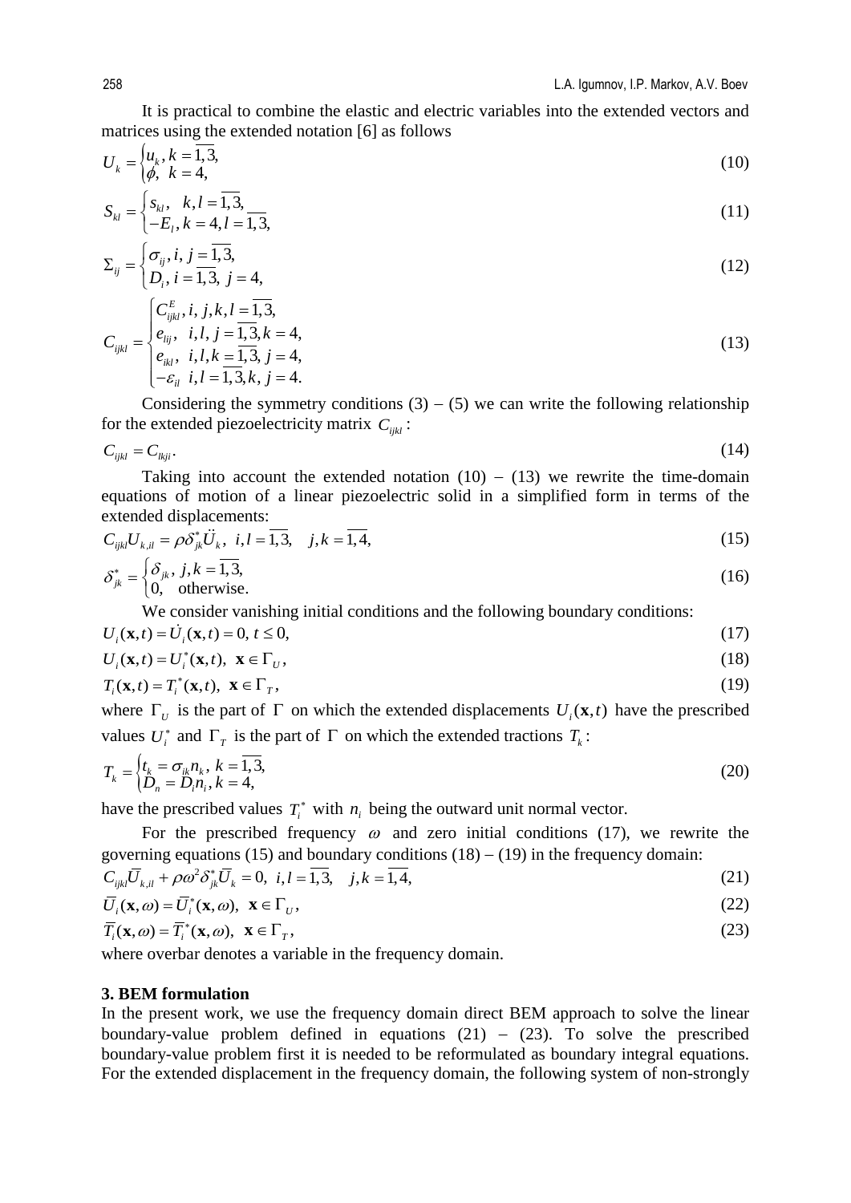It is practical to combine the elastic and electric variables into the extended vectors and matrices using the extended notation [6] as follows

$$U_k = \begin{cases} u_k, k = \overline{1,3}, \\ \phi, \ k = 4, \end{cases} \tag{10}$$

$$S_{kl} = \begin{cases} s_{kl}, \quad k,l = \overline{1,3}, \\ -E_l, k = 4, l = \overline{1,3}, \end{cases} \tag{11}$$

$$\Sigma_{ij} = \begin{cases} \sigma_{ij}, i, j = \overline{1,3}, \\ D_i, i = \overline{1,3}, \ j = 4, \end{cases} \tag{12}$$

$$C_{ijkl} = \begin{cases} C^E_{ijkl}, i, j,k,l = \overline{1,3}, \\ e_{lij}, \quad i,l, j = \overline{1,3}, k = 4, \\ e_{ikl}, \quad i,l,k = \overline{1,3}, \ j = 4, \\ -\varepsilon_{il} \quad i,l = \overline{1,3}, k, j = 4. \end{cases} \tag{13}$$

Considering the symmetry conditions (3) – (5) we can write the following relationship for the extended piezoelectricity matrix $C_{ijkl}$ :

$$C_{ijkl} = C_{lkji}. \tag{14}$$

Taking into account the extended notation (10) – (13) we rewrite the time-domain equations of motion of a linear piezoelectric solid in a simplified form in terms of the extended displacements:

$$C_{ijkl} U_{k,il} = \rho \delta^*_{jk} \ddot{U}_k, \ \ i,l = \overline{1,3}, \quad j,k = \overline{1,4}, \tag{15}$$

$$\delta^*_{jk} = \begin{cases} \delta_{jk}, \ j,k = \overline{1,3}, \\ 0, \quad \text{otherwise}. \end{cases} \tag{16}$$

We consider vanishing initial conditions and the following boundary conditions:

$$U_i(\mathbf{x},t) = \dot{U}_i(\mathbf{x},t) = 0, \ t \le 0, \tag{17}$$

$$U_i(\mathbf{x},t) = U^*_i(\mathbf{x},t), \ \ \mathbf{x} \in \Gamma_U, \tag{18}$$

$$T_i(\mathbf{x},t) = T^*_i(\mathbf{x},t), \ \ \mathbf{x} \in \Gamma_T, \tag{19}$$

where $\Gamma_U$ is the part of $\Gamma$ on which the extended displacements $U_i(\mathbf{x},t)$ have the prescribed values $U^*_i$ and $\Gamma_T$ is the part of $\Gamma$ on which the extended tractions $T_k$ :

$$T_k = \begin{cases} t_k = \sigma_{ik} n_k, \ k = \overline{1,3}, \\ D_n = D_i n_i, k = 4, \end{cases} \tag{20}$$

have the prescribed values $T^*_i$ with $n_i$ being the outward unit normal vector.

For the prescribed frequency $\omega$ and zero initial conditions (17), we rewrite the governing equations (15) and boundary conditions (18) – (19) in the frequency domain:

$$C_{ijkl} \overline{U}_{k,il} + \rho \omega^2 \delta^*_{jk} \overline{U}_k = 0, \ \ i,l = \overline{1,3}, \quad j,k = \overline{1,4}, \tag{21}$$

$$\overline{U}_i(\mathbf{x},\omega) = \overline{U}^*_i(\mathbf{x},\omega), \ \ \mathbf{x} \in \Gamma_U, \tag{22}$$

$$\overline{T}_i(\mathbf{x},\omega) = \overline{T}^*_i(\mathbf{x},\omega), \ \ \mathbf{x} \in \Gamma_T, \tag{23}$$

where overbar denotes a variable in the frequency domain.

## 3. BEM formulation

In the present work, we use the frequency domain direct BEM approach to solve the linear boundary-value problem defined in equations (21) – (23). To solve the prescribed boundary-value problem first it is needed to be reformulated as boundary integral equations. For the extended displacement in the frequency domain, the following system of non-strongly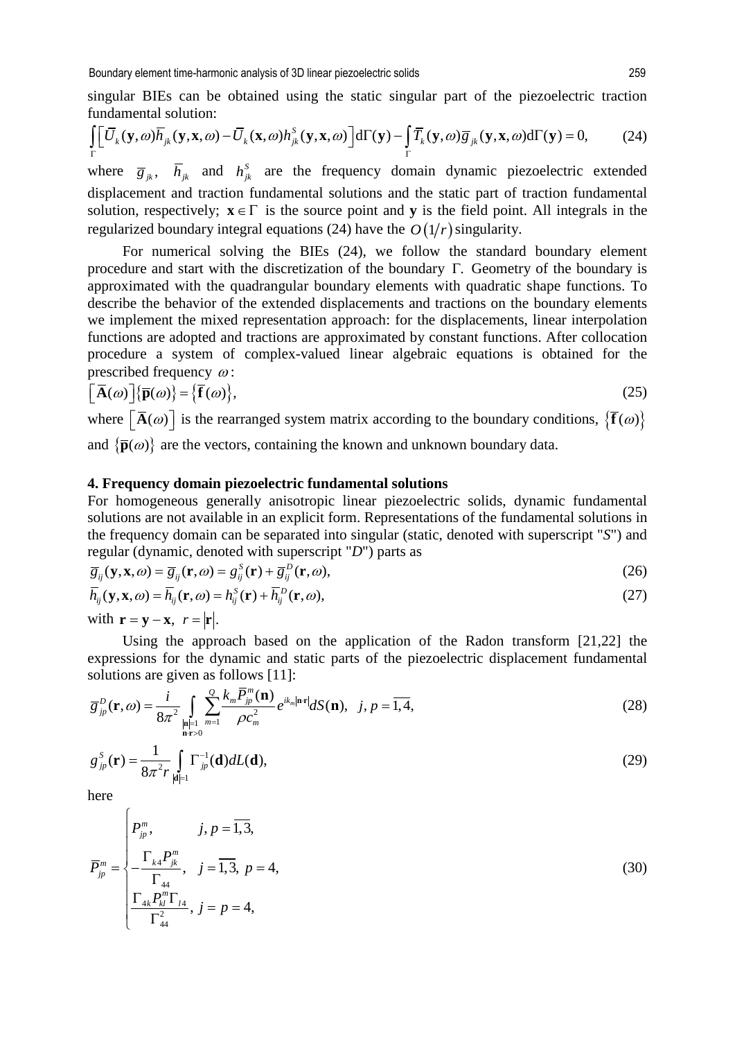singular BIEs can be obtained using the static singular part of the piezoelectric traction fundamental solution:

$$\int_{\Gamma}\left[\bar{U}_k(\mathbf{y},\omega)\bar{h}_{jk}(\mathbf{y},\mathbf{x},\omega)-\bar{U}_k(\mathbf{x},\omega)h^S_{jk}(\mathbf{y},\mathbf{x},\omega)\right]\mathrm{d}\Gamma(\mathbf{y})-\int_{\Gamma}\bar{T}_k(\mathbf{y},\omega)\bar{g}_{jk}(\mathbf{y},\mathbf{x},\omega)\mathrm{d}\Gamma(\mathbf{y})=0, \tag{24}$$

where $\bar{g}_{jk}$, $\bar{h}_{jk}$ and $h^S_{jk}$ are the frequency domain dynamic piezoelectric extended displacement and traction fundamental solutions and the static part of traction fundamental solution, respectively; $\mathbf{x}\in\Gamma$ is the source point and $\mathbf{y}$ is the field point. All integrals in the regularized boundary integral equations (24) have the $O(1/r)$ singularity.

For numerical solving the BIEs (24), we follow the standard boundary element procedure and start with the discretization of the boundary $\Gamma$. Geometry of the boundary is approximated with the quadrangular boundary elements with quadratic shape functions. To describe the behavior of the extended displacements and tractions on the boundary elements we implement the mixed representation approach: for the displacements, linear interpolation functions are adopted and tractions are approximated by constant functions. After collocation procedure a system of complex-valued linear algebraic equations is obtained for the prescribed frequency $\omega$:

$$\left[\bar{\mathbf{A}}(\omega)\right]\left\{\bar{\mathbf{p}}(\omega)\right\}=\left\{\bar{\mathbf{f}}(\omega)\right\}, \tag{25}$$

where $\left[\bar{\mathbf{A}}(\omega)\right]$ is the rearranged system matrix according to the boundary conditions, $\left\{\bar{\mathbf{f}}(\omega)\right\}$ and $\left\{\bar{\mathbf{p}}(\omega)\right\}$ are the vectors, containing the known and unknown boundary data.

## 4. Frequency domain piezoelectric fundamental solutions

For homogeneous generally anisotropic linear piezoelectric solids, dynamic fundamental solutions are not available in an explicit form. Representations of the fundamental solutions in the frequency domain can be separated into singular (static, denoted with superscript "*S*") and regular (dynamic, denoted with superscript "*D*") parts as

$$\bar{g}_{ij}(\mathbf{y},\mathbf{x},\omega)=\bar{g}_{ij}(\mathbf{r},\omega)=g^S_{ij}(\mathbf{r})+\bar{g}^D_{ij}(\mathbf{r},\omega), \tag{26}$$

$$\bar{h}_{ij}(\mathbf{y},\mathbf{x},\omega)=\bar{h}_{ij}(\mathbf{r},\omega)=h^S_{ij}(\mathbf{r})+\bar{h}^D_{ij}(\mathbf{r},\omega), \tag{27}$$

with $\mathbf{r}=\mathbf{y}-\mathbf{x},\ r=|\mathbf{r}|$.

Using the approach based on the application of the Radon transform [21,22] the expressions for the dynamic and static parts of the piezoelectric displacement fundamental solutions are given as follows [11]:

$$\bar{g}^D_{jp}(\mathbf{r},\omega)=\frac{i}{8\pi^2}\int_{\substack{|\mathbf{n}|=1\\ \mathbf{n}\cdot\mathbf{r}>0}}\sum_{m=1}^{Q}\frac{k_m\bar{P}^m_{jp}(\mathbf{n})}{\rho c_m^2}e^{ik_m|\mathbf{n}\cdot\mathbf{r}|}dS(\mathbf{n}),\quad j,p=\overline{1,4}, \tag{28}$$

$$g^S_{jp}(\mathbf{r})=\frac{1}{8\pi^2 r}\int_{|\mathbf{d}|=1}\Gamma^{-1}_{jp}(\mathbf{d})dL(\mathbf{d}), \tag{29}$$

here

$$\bar{P}^m_{jp}=\begin{cases}P^m_{jp}, & j,p=\overline{1,3},\\ -\dfrac{\Gamma_{k4}P^m_{jk}}{\Gamma_{44}}, & j=\overline{1,3},\ p=4,\\ \dfrac{\Gamma_{4k}P^m_{kl}\Gamma_{l4}}{\Gamma^2_{44}}, & j=p=4,\end{cases} \tag{30}$$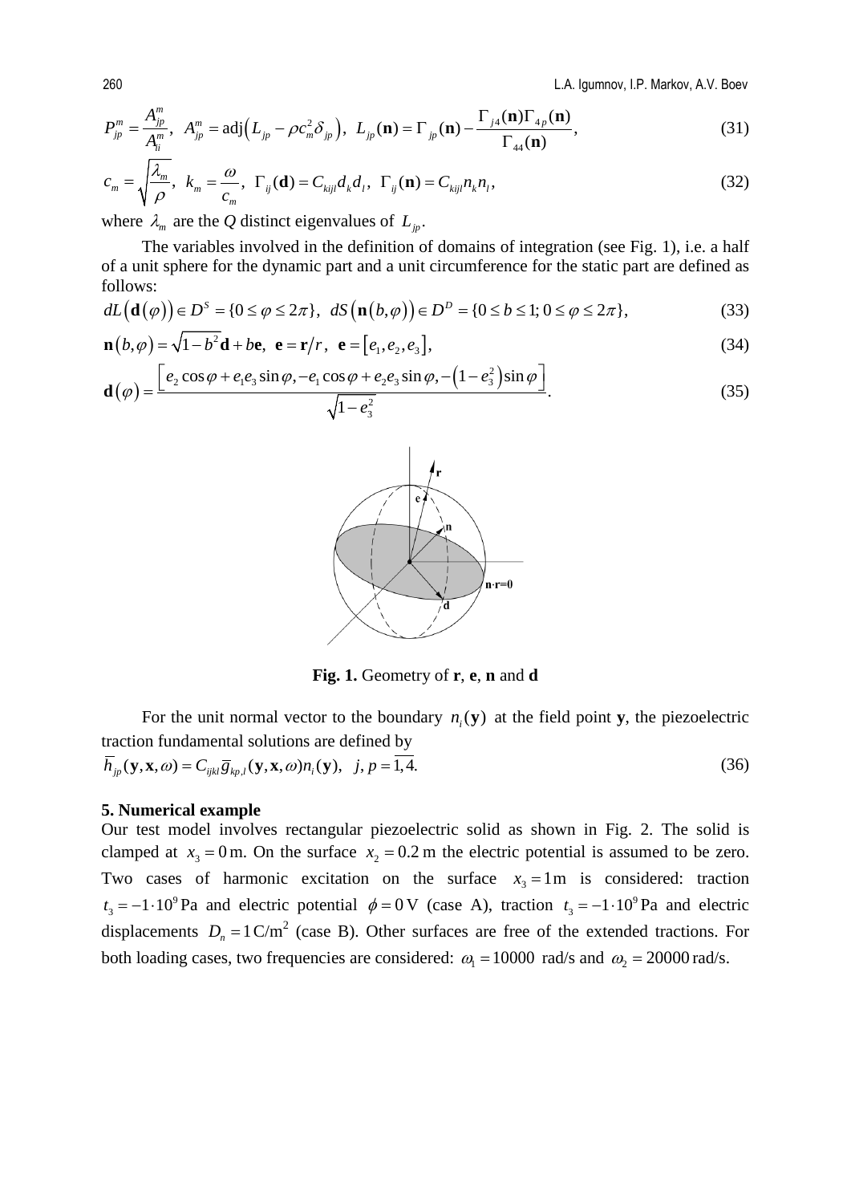$$P_{jp}^{m} = \frac{A_{jp}^{m}}{A_{ii}^{m}}, \quad A_{jp}^{m} = \mathrm{adj}\left(L_{jp} - \rho c_{m}^{2}\delta_{jp}\right), \quad L_{jp}(\mathbf{n}) = \Gamma_{jp}(\mathbf{n}) - \frac{\Gamma_{j4}(\mathbf{n})\Gamma_{4p}(\mathbf{n})}{\Gamma_{44}(\mathbf{n})}, \tag{31}$$

$$c_{m} = \sqrt{\frac{\lambda_{m}}{\rho}}, \quad k_{m} = \frac{\omega}{c_{m}}, \quad \Gamma_{ij}(\mathbf{d}) = C_{kijl}d_{k}d_{l}, \quad \Gamma_{ij}(\mathbf{n}) = C_{kijl}n_{k}n_{l}, \tag{32}$$

where $\lambda_m$ are the $Q$ distinct eigenvalues of $L_{jp}$.

The variables involved in the definition of domains of integration (see Fig. 1), i.e. a half of a unit sphere for the dynamic part and a unit circumference for the static part are defined as follows:

$$dL\left(\mathbf{d}(\varphi)\right) \in D^{S} = \{0 \le \varphi \le 2\pi\}, \quad dS\left(\mathbf{n}(b,\varphi)\right) \in D^{D} = \{0 \le b \le 1; 0 \le \varphi \le 2\pi\}, \tag{33}$$

$$\mathbf{n}(b,\varphi) = \sqrt{1-b^{2}}\mathbf{d} + b\mathbf{e}, \quad \mathbf{e} = \mathbf{r}/r, \quad \mathbf{e} = \left[e_{1}, e_{2}, e_{3}\right], \tag{34}$$

$$\mathbf{d}(\varphi) = \frac{\left[e_{2}\cos\varphi + e_{1}e_{3}\sin\varphi, -e_{1}\cos\varphi + e_{2}e_{3}\sin\varphi, -\left(1-e_{3}^{2}\right)\sin\varphi\right]}{\sqrt{1-e_{3}^{2}}}. \tag{35}$$

**Fig. 1.** Geometry of **r**, **e**, **n** and **d**

For the unit normal vector to the boundary $n_i(\mathbf{y})$ at the field point **y**, the piezoelectric traction fundamental solutions are defined by

$$\overline{h}_{jp}(\mathbf{y},\mathbf{x},\omega) = C_{ijkl}\overline{g}_{kp,l}(\mathbf{y},\mathbf{x},\omega)n_{i}(\mathbf{y}), \quad j,p = \overline{1,4}. \tag{36}$$

**5. Numerical example**

Our test model involves rectangular piezoelectric solid as shown in Fig. 2. The solid is clamped at $x_3 = 0\,\mathrm{m}$. On the surface $x_2 = 0.2\,\mathrm{m}$ the electric potential is assumed to be zero. Two cases of harmonic excitation on the surface $x_3 = 1\,\mathrm{m}$ is considered: traction $t_3 = -1\cdot 10^{9}\,\mathrm{Pa}$ and electric potential $\phi = 0\,\mathrm{V}$ (case A), traction $t_3 = -1\cdot 10^{9}\,\mathrm{Pa}$ and electric displacements $D_n = 1\,\mathrm{C/m^2}$ (case B). Other surfaces are free of the extended tractions. For both loading cases, two frequencies are considered: $\omega_1 = 10000$ rad/s and $\omega_2 = 20000$ rad/s.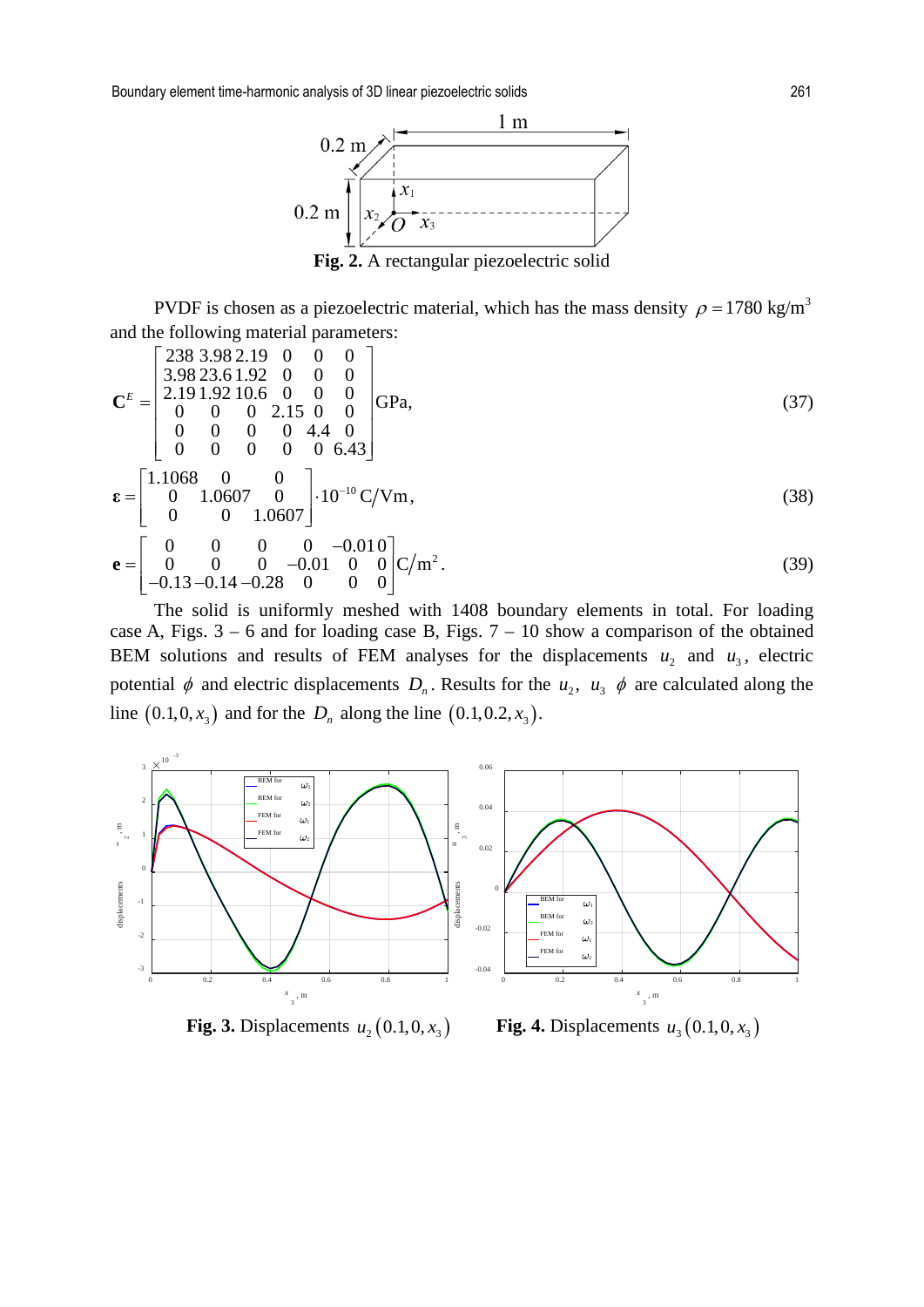Fig. 2. A rectangular piezoelectric solid

PVDF is chosen as a piezoelectric material, which has the mass density $\rho = 1780\ \text{kg/m}^3$ and the following material parameters:

$$\mathbf{C}^E = \begin{bmatrix} 238 & 3.98 & 2.19 & 0 & 0 & 0 \\ 3.98 & 23.6 & 1.92 & 0 & 0 & 0 \\ 2.19 & 1.92 & 10.6 & 0 & 0 & 0 \\ 0 & 0 & 0 & 2.15 & 0 & 0 \\ 0 & 0 & 0 & 0 & 4.4 & 0 \\ 0 & 0 & 0 & 0 & 0 & 6.43 \end{bmatrix} \text{GPa}, \tag{37}$$

$$\boldsymbol{\varepsilon} = \begin{bmatrix} 1.1068 & 0 & 0 \\ 0 & 1.0607 & 0 \\ 0 & 0 & 1.0607 \end{bmatrix} \cdot 10^{-10}\ \text{C/Vm}, \tag{38}$$

$$\mathbf{e} = \begin{bmatrix} 0 & 0 & 0 & 0 & -0.01 & 0 \\ 0 & 0 & 0 & -0.01 & 0 & 0 \\ -0.13 & -0.14 & -0.28 & 0 & 0 & 0 \end{bmatrix} \text{C/m}^2. \tag{39}$$

The solid is uniformly meshed with 1408 boundary elements in total. For loading case A, Figs. 3 – 6 and for loading case B, Figs. 7 – 10 show a comparison of the obtained BEM solutions and results of FEM analyses for the displacements $u_2$ and $u_3$, electric potential $\phi$ and electric displacements $D_n$. Results for the $u_2$, $u_3$ $\phi$ are calculated along the line $(0.1, 0, x_3)$ and for the $D_n$ along the line $(0.1, 0.2, x_3)$.

**Fig. 3.** Displacements $u_2(0.1, 0, x_3)$

**Fig. 4.** Displacements $u_3(0.1, 0, x_3)$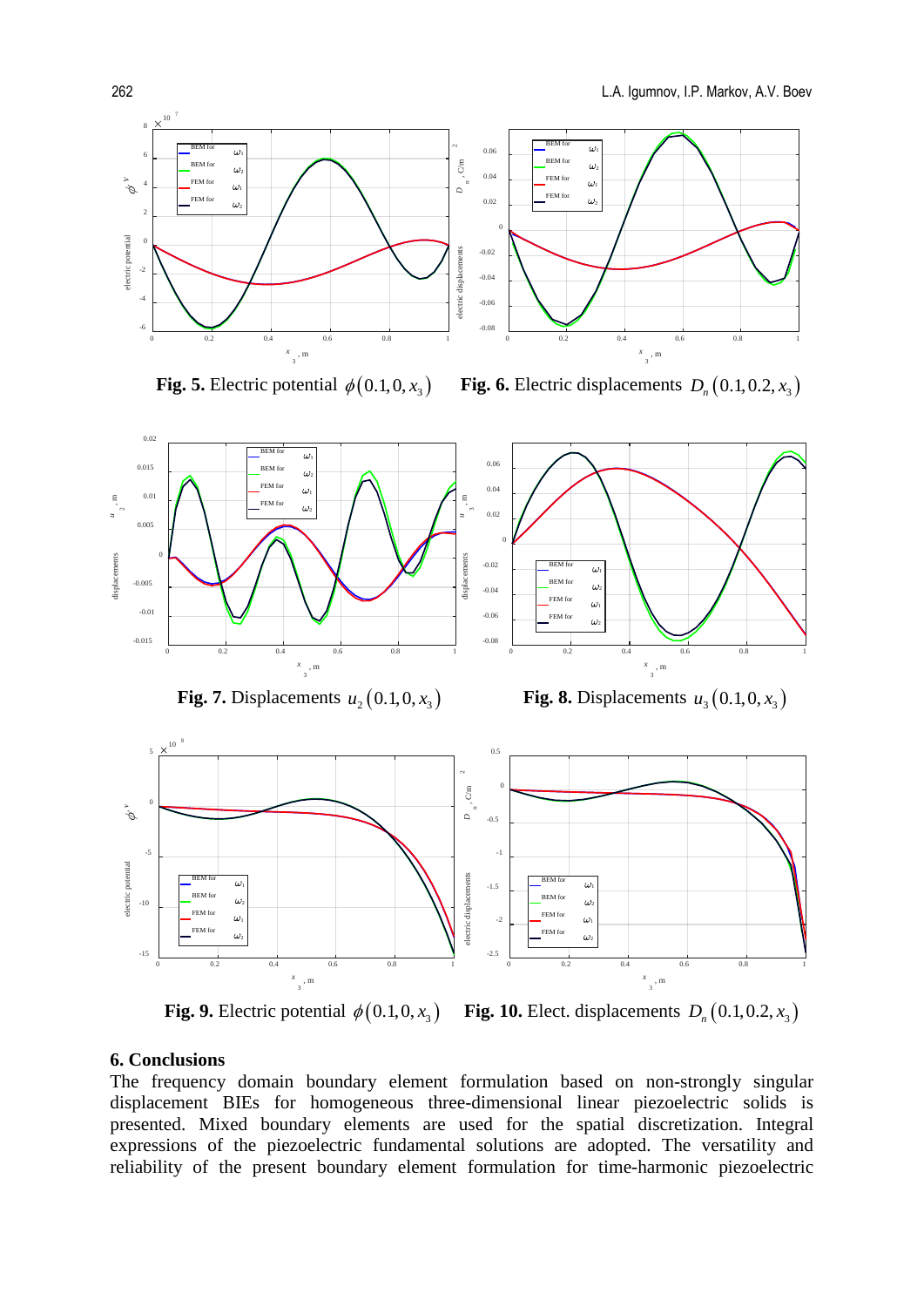**Fig. 5.** Electric potential $\phi(0.1, 0, x_3)$ **Fig. 6.** Electric displacements $D_n(0.1, 0.2, x_3)$

**Fig. 7.** Displacements $u_2(0.1, 0, x_3)$ **Fig. 8.** Displacements $u_3(0.1, 0, x_3)$

**Fig. 9.** Electric potential $\phi(0.1, 0, x_3)$ **Fig. 10.** Elect. displacements $D_n(0.1, 0.2, x_3)$

## 6. Conclusions

The frequency domain boundary element formulation based on non-strongly singular displacement BIEs for homogeneous three-dimensional linear piezoelectric solids is presented. Mixed boundary elements are used for the spatial discretization. Integral expressions of the piezoelectric fundamental solutions are adopted. The versatility and reliability of the present boundary element formulation for time-harmonic piezoelectric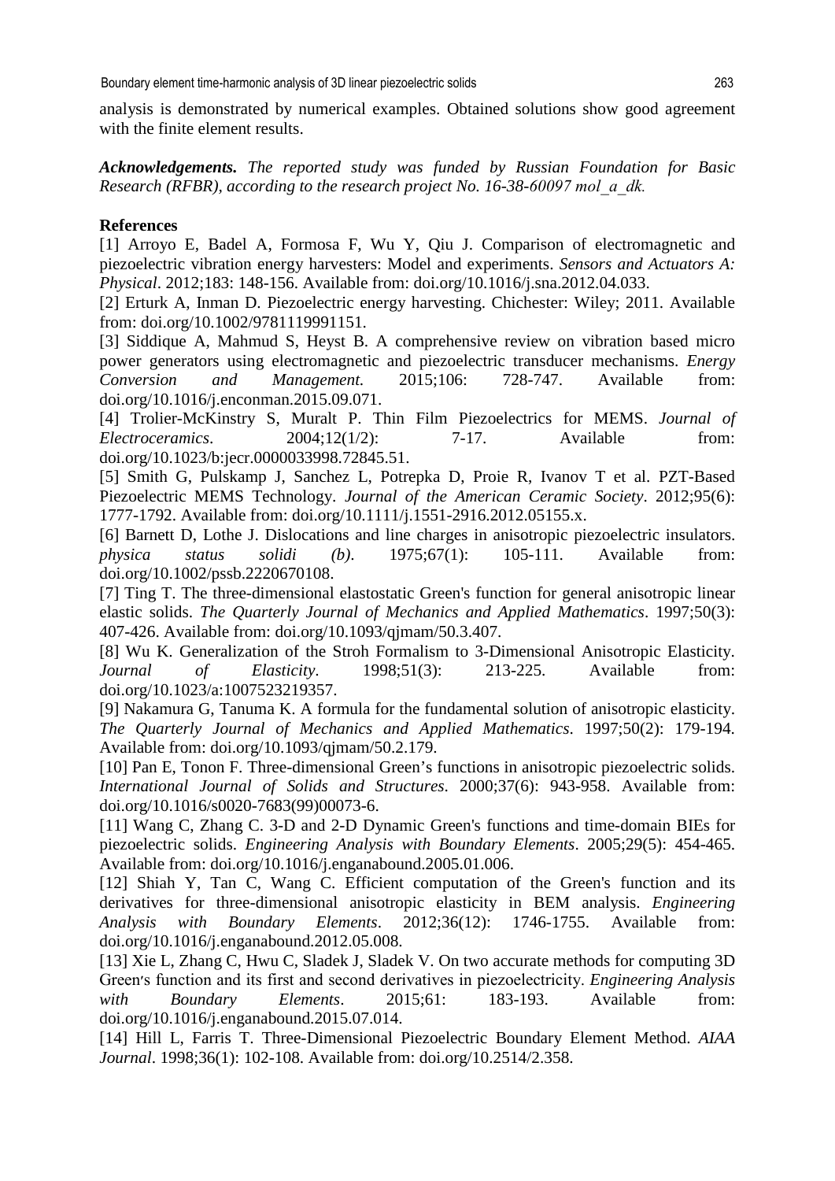analysis is demonstrated by numerical examples. Obtained solutions show good agreement with the finite element results.

***Acknowledgements.*** *The reported study was funded by Russian Foundation for Basic Research (RFBR), according to the research project No. 16-38-60097 mol_a_dk.*

**References**

[1] Arroyo E, Badel A, Formosa F, Wu Y, Qiu J. Comparison of electromagnetic and piezoelectric vibration energy harvesters: Model and experiments. *Sensors and Actuators A: Physical*. 2012;183: 148-156. Available from: doi.org/10.1016/j.sna.2012.04.033.

[2] Erturk A, Inman D. Piezoelectric energy harvesting. Chichester: Wiley; 2011. Available from: doi.org/10.1002/9781119991151.

[3] Siddique A, Mahmud S, Heyst B. A comprehensive review on vibration based micro power generators using electromagnetic and piezoelectric transducer mechanisms. *Energy Conversion and Management.* 2015;106: 728-747. Available from: doi.org/10.1016/j.enconman.2015.09.071.

[4] Trolier-McKinstry S, Muralt P. Thin Film Piezoelectrics for MEMS. *Journal of Electroceramics*. 2004;12(1/2): 7-17. Available from: doi.org/10.1023/b:jecr.0000033998.72845.51.

[5] Smith G, Pulskamp J, Sanchez L, Potrepka D, Proie R, Ivanov T et al. PZT-Based Piezoelectric MEMS Technology. *Journal of the American Ceramic Society*. 2012;95(6): 1777-1792. Available from: doi.org/10.1111/j.1551-2916.2012.05155.x.

[6] Barnett D, Lothe J. Dislocations and line charges in anisotropic piezoelectric insulators. *physica status solidi (b)*. 1975;67(1): 105-111. Available from: doi.org/10.1002/pssb.2220670108.

[7] Ting T. The three-dimensional elastostatic Green's function for general anisotropic linear elastic solids. *The Quarterly Journal of Mechanics and Applied Mathematics*. 1997;50(3): 407-426. Available from: doi.org/10.1093/qjmam/50.3.407.

[8] Wu K. Generalization of the Stroh Formalism to 3-Dimensional Anisotropic Elasticity. *Journal of Elasticity*. 1998;51(3): 213-225. Available from: doi.org/10.1023/a:1007523219357.

[9] Nakamura G, Tanuma K. A formula for the fundamental solution of anisotropic elasticity. *The Quarterly Journal of Mechanics and Applied Mathematics*. 1997;50(2): 179-194. Available from: doi.org/10.1093/qjmam/50.2.179.

[10] Pan E, Tonon F. Three-dimensional Green's functions in anisotropic piezoelectric solids. *International Journal of Solids and Structures*. 2000;37(6): 943-958. Available from: doi.org/10.1016/s0020-7683(99)00073-6.

[11] Wang C, Zhang C. 3-D and 2-D Dynamic Green's functions and time-domain BIEs for piezoelectric solids. *Engineering Analysis with Boundary Elements*. 2005;29(5): 454-465. Available from: doi.org/10.1016/j.enganabound.2005.01.006.

[12] Shiah Y, Tan C, Wang C. Efficient computation of the Green's function and its derivatives for three-dimensional anisotropic elasticity in BEM analysis. *Engineering Analysis with Boundary Elements*. 2012;36(12): 1746-1755. Available from: doi.org/10.1016/j.enganabound.2012.05.008.

[13] Xie L, Zhang C, Hwu C, Sladek J, Sladek V. On two accurate methods for computing 3D Green's function and its first and second derivatives in piezoelectricity. *Engineering Analysis with Boundary Elements*. 2015;61: 183-193. Available from: doi.org/10.1016/j.enganabound.2015.07.014.

[14] Hill L, Farris T. Three-Dimensional Piezoelectric Boundary Element Method. *AIAA Journal*. 1998;36(1): 102-108. Available from: doi.org/10.2514/2.358.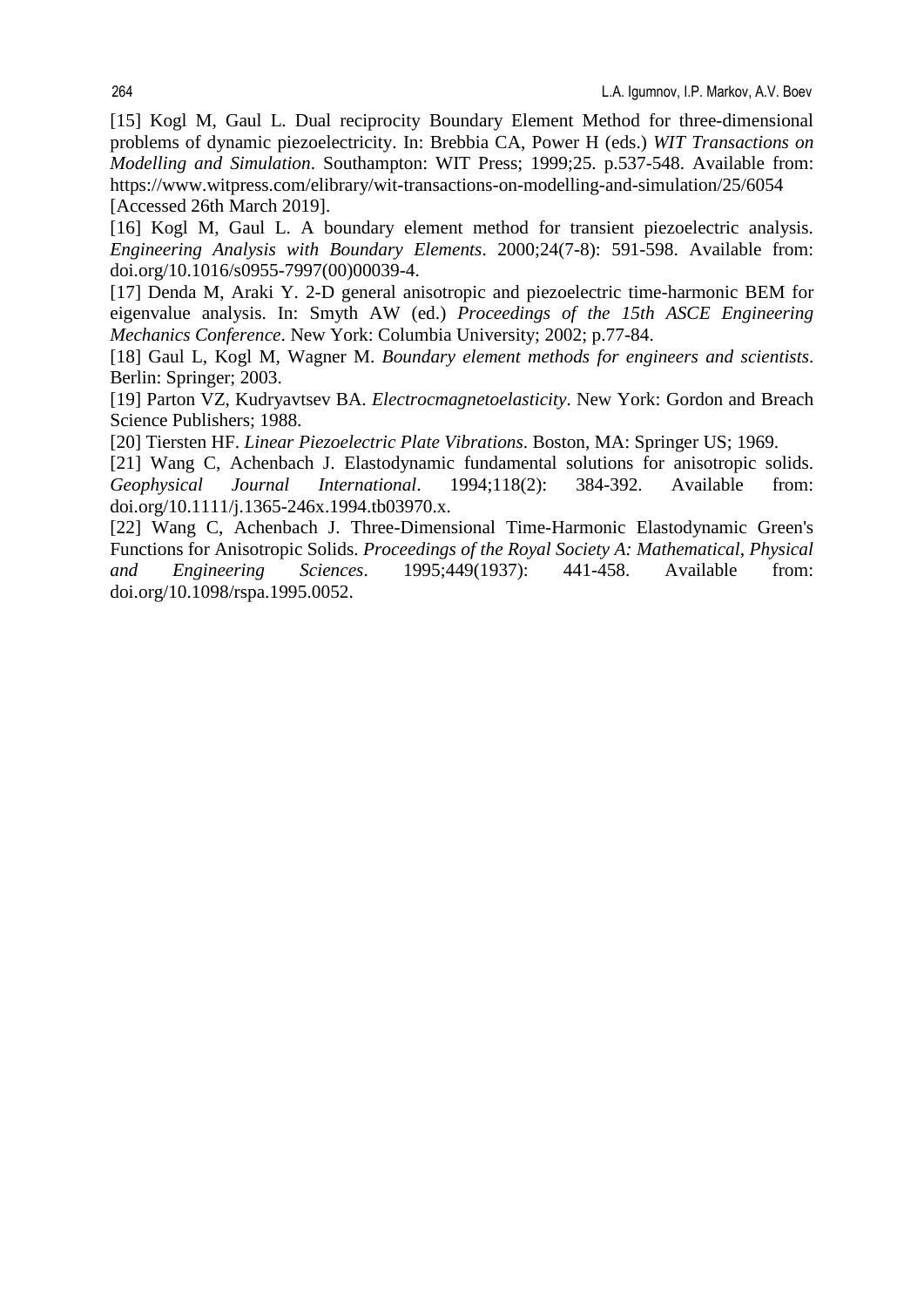[15] Kogl M, Gaul L. Dual reciprocity Boundary Element Method for three-dimensional problems of dynamic piezoelectricity. In: Brebbia CA, Power H (eds.) *WIT Transactions on Modelling and Simulation*. Southampton: WIT Press; 1999;25. p.537-548. Available from: https://www.witpress.com/elibrary/wit-transactions-on-modelling-and-simulation/25/6054 [Accessed 26th March 2019].

[16] Kogl M, Gaul L. A boundary element method for transient piezoelectric analysis. *Engineering Analysis with Boundary Elements*. 2000;24(7-8): 591-598. Available from: doi.org/10.1016/s0955-7997(00)00039-4.

[17] Denda M, Araki Y. 2-D general anisotropic and piezoelectric time-harmonic BEM for eigenvalue analysis. In: Smyth AW (ed.) *Proceedings of the 15th ASCE Engineering Mechanics Conference*. New York: Columbia University; 2002; p.77-84.

[18] Gaul L, Kogl M, Wagner M. *Boundary element methods for engineers and scientists*. Berlin: Springer; 2003.

[19] Parton VZ, Kudryavtsev BA. *Electrocmagnetoelasticity*. New York: Gordon and Breach Science Publishers; 1988.

[20] Tiersten HF. *Linear Piezoelectric Plate Vibrations*. Boston, MA: Springer US; 1969.

[21] Wang C, Achenbach J. Elastodynamic fundamental solutions for anisotropic solids. *Geophysical Journal International*. 1994;118(2): 384-392. Available from: doi.org/10.1111/j.1365-246x.1994.tb03970.x.

[22] Wang C, Achenbach J. Three-Dimensional Time-Harmonic Elastodynamic Green's Functions for Anisotropic Solids. *Proceedings of the Royal Society A: Mathematical, Physical and Engineering Sciences*. 1995;449(1937): 441-458. Available from: doi.org/10.1098/rspa.1995.0052.